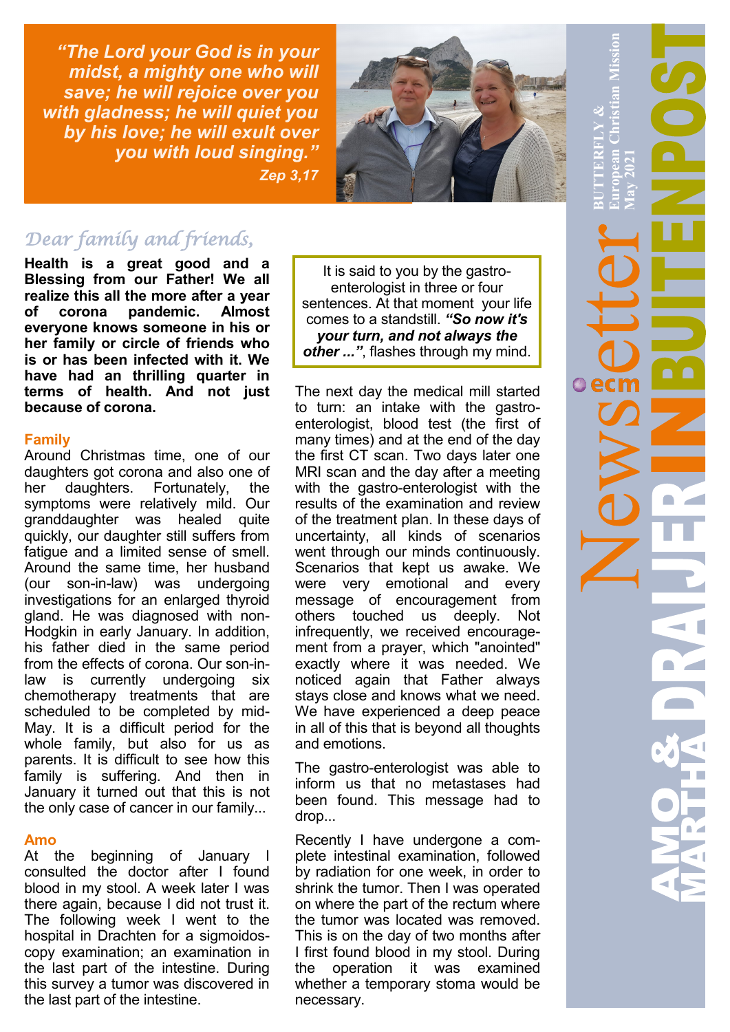# Newsletter

**AMO & MARTHA DRAIJER IN BUITENPOST**

BUTTERFLY & European Christian Mission
May 2021

ecm

*"The Lord your God is in your midst, a mighty one who will save; he will rejoice over you with gladness; he will quiet you by his love; he will exult over you with loud singing."*
***Zep 3,17***

*Dear family and friends,*

**Health is a great good and a Blessing from our Father! We all realize this all the more after a year of corona pandemic. Almost everyone knows someone in his or her family or circle of friends who is or has been infected with it. We have had an thrilling quarter in terms of health. And not just because of corona.**

## Family

Around Christmas time, one of our daughters got corona and also one of her daughters. Fortunately, the symptoms were relatively mild. Our granddaughter was healed quite quickly, our daughter still suffers from fatigue and a limited sense of smell. Around the same time, her husband (our son-in-law) was undergoing investigations for an enlarged thyroid gland. He was diagnosed with non-Hodgkin in early January. In addition, his father died in the same period from the effects of corona. Our son-in-law is currently undergoing six chemotherapy treatments that are scheduled to be completed by mid-May. It is a difficult period for the whole family, but also for us as parents. It is difficult to see how this family is suffering. And then in January it turned out that this is not the only case of cancer in our family...

## Amo

At the beginning of January I consulted the doctor after I found blood in my stool. A week later I was there again, because I did not trust it. The following week I went to the hospital in Drachten for a sigmoidoscopy examination; an examination in the last part of the intestine. During this survey a tumor was discovered in the last part of the intestine.

> It is said to you by the gastro-enterologist in three or four sentences. At that moment your life comes to a standstill. ***"So now it's your turn, and not always the other ..."***, flashes through my mind.

The next day the medical mill started to turn: an intake with the gastro-enterologist, blood test (the first of many times) and at the end of the day the first CT scan. Two days later one MRI scan and the day after a meeting with the gastro-enterologist with the results of the examination and review of the treatment plan. In these days of uncertainty, all kinds of scenarios went through our minds continuously. Scenarios that kept us awake. We were very emotional and every message of encouragement from others touched us deeply. Not infrequently, we received encouragement from a prayer, which "anointed" exactly where it was needed. We noticed again that Father always stays close and knows what we need. We have experienced a deep peace in all of this that is beyond all thoughts and emotions.

The gastro-enterologist was able to inform us that no metastases had been found. This message had to drop...

Recently I have undergone a complete intestinal examination, followed by radiation for one week, in order to shrink the tumor. Then I was operated on where the part of the rectum where the tumor was located was removed. This is on the day of two months after I first found blood in my stool. During the operation it was examined whether a temporary stoma would be necessary.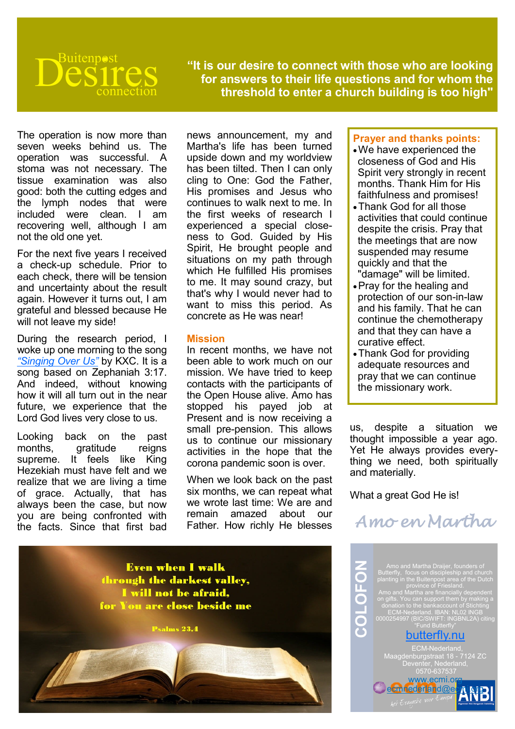# Buitenpost Desires connection

**"It is our desire to connect with those who are looking for answers to their life questions and for whom the threshold to enter a church building is too high"**

The operation is now more than seven weeks behind us. The operation was successful. A stoma was not necessary. The tissue examination was also good: both the cutting edges and the lymph nodes that were included were clean. I am recovering well, although I am not the old one yet.

For the next five years I received a check-up schedule. Prior to each check, there will be tension and uncertainty about the result again. However it turns out, I am grateful and blessed because He will not leave my side!

During the research period, I woke up one morning to the song *"Singing Over Us"* by KXC. It is a song based on Zephaniah 3:17. And indeed, without knowing how it will all turn out in the near future, we experience that the Lord God lives very close to us.

Looking back on the past months, gratitude reigns supreme. It feels like King Hezekiah must have felt and we realize that we are living a time of grace. Actually, that has always been the case, but now you are being confronted with the facts. Since that first bad news announcement, my and Martha's life has been turned upside down and my worldview has been tilted. Then I can only cling to One: God the Father, His promises and Jesus who continues to walk next to me. In the first weeks of research I experienced a special closeness to God. Guided by His Spirit, He brought people and situations on my path through which He fulfilled His promises to me. It may sound crazy, but that's why I would never had to want to miss this period. As concrete as He was near!

## Mission

In recent months, we have not been able to work much on our mission. We have tried to keep contacts with the participants of the Open House alive. Amo has stopped his payed job at Present and is now receiving a small pre-pension. This allows us to continue our missionary activities in the hope that the corona pandemic soon is over.

When we look back on the past six months, we can repeat what we wrote last time: We are and remain amazed about our Father. How richly He blesses us, despite a situation we thought impossible a year ago. Yet He always provides everything we need, both spiritually and materially.

What a great God He is!

*Amo en Martha*

### Prayer and thanks points:

- We have experienced the closeness of God and His Spirit very strongly in recent months. Thank Him for His faithfulness and promises!
- Thank God for all those activities that could continue despite the crisis. Pray that the meetings that are now suspended may resume quickly and that the "damage" will be limited.
- Pray for the healing and protection of our son-in-law and his family. That he can continue the chemotherapy and that they can have a curative effect.
- Thank God for providing adequate resources and pray that we can continue the missionary work.

Even when I walk through the darkest valley, I will not be afraid, for You are close beside me

Psalms 23.4

## COLOFON

Amo and Martha Draijer, founders of Butterfly, focus on discipleship and church planting in the Buitenpost area of the Dutch province of Friesland.
Amo and Martha are financially dependent on gifts. You can support them by making a donation to the bankaccount of Stichting ECM-Nederland. IBAN: NL02 INGB 0000254997 (BIC/SWIFT: INGBNL2A) citing "Fund Butterfly"

butterfly.nu

ECM-Nederland,
Maagdenburgstraat 18 - 7124 ZC
Deventer, Nederland,
0570-637537
www.ecmi.org
ecmnederland@ecmi.org

ecm — het Evangelie voor Europa

ANBI